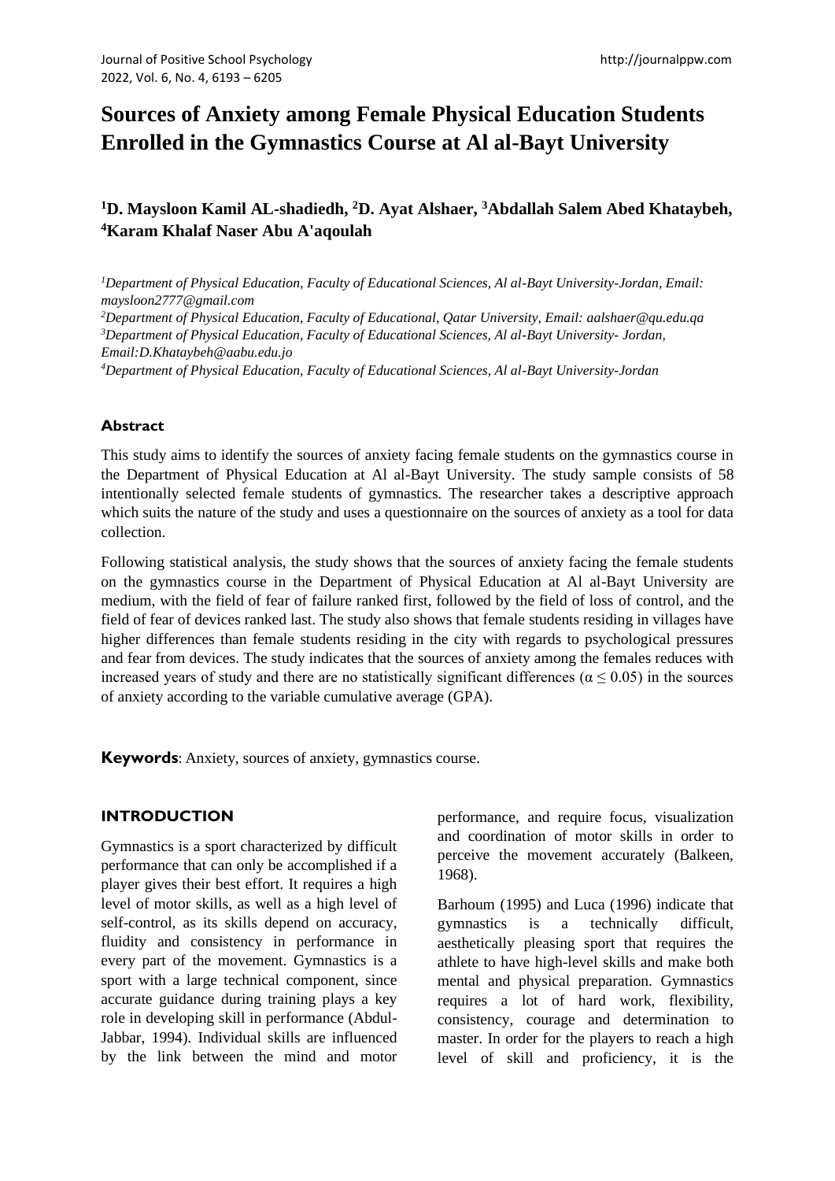# Sources of Anxiety among Female Physical Education Students Enrolled in the Gymnastics Course at Al al-Bayt University

**[1]D. Maysloon Kamil AL-shadiedh, [2]D. Ayat Alshaer, [3]Abdallah Salem Abed Khataybeh, [4]Karam Khalaf Naser Abu A'aqoulah**

[1]*Department of Physical Education, Faculty of Educational Sciences, Al al-Bayt University-Jordan, Email: maysloon2777@gmail.com*

[2]*Department of Physical Education, Faculty of Educational, Qatar University, Email: aalshaer@qu.edu.qa*

[3]*Department of Physical Education, Faculty of Educational Sciences, Al al-Bayt University- Jordan, Email:D.Khataybeh@aabu.edu.jo*

[4]*Department of Physical Education, Faculty of Educational Sciences, Al al-Bayt University-Jordan*

### Abstract

This study aims to identify the sources of anxiety facing female students on the gymnastics course in the Department of Physical Education at Al al-Bayt University. The study sample consists of 58 intentionally selected female students of gymnastics. The researcher takes a descriptive approach which suits the nature of the study and uses a questionnaire on the sources of anxiety as a tool for data collection.

Following statistical analysis, the study shows that the sources of anxiety facing the female students on the gymnastics course in the Department of Physical Education at Al al-Bayt University are medium, with the field of fear of failure ranked first, followed by the field of loss of control, and the field of fear of devices ranked last. The study also shows that female students residing in villages have higher differences than female students residing in the city with regards to psychological pressures and fear from devices. The study indicates that the sources of anxiety among the females reduces with increased years of study and there are no statistically significant differences ($\alpha \leq 0.05$) in the sources of anxiety according to the variable cumulative average (GPA).

**Keywords**: Anxiety, sources of anxiety, gymnastics course.

## INTRODUCTION

Gymnastics is a sport characterized by difficult performance that can only be accomplished if a player gives their best effort. It requires a high level of motor skills, as well as a high level of self-control, as its skills depend on accuracy, fluidity and consistency in performance in every part of the movement. Gymnastics is a sport with a large technical component, since accurate guidance during training plays a key role in developing skill in performance (Abdul-Jabbar, 1994). Individual skills are influenced by the link between the mind and motor performance, and require focus, visualization and coordination of motor skills in order to perceive the movement accurately (Balkeen, 1968).

Barhoum (1995) and Luca (1996) indicate that gymnastics is a technically difficult, aesthetically pleasing sport that requires the athlete to have high-level skills and make both mental and physical preparation. Gymnastics requires a lot of hard work, flexibility, consistency, courage and determination to master. In order for the players to reach a high level of skill and proficiency, it is the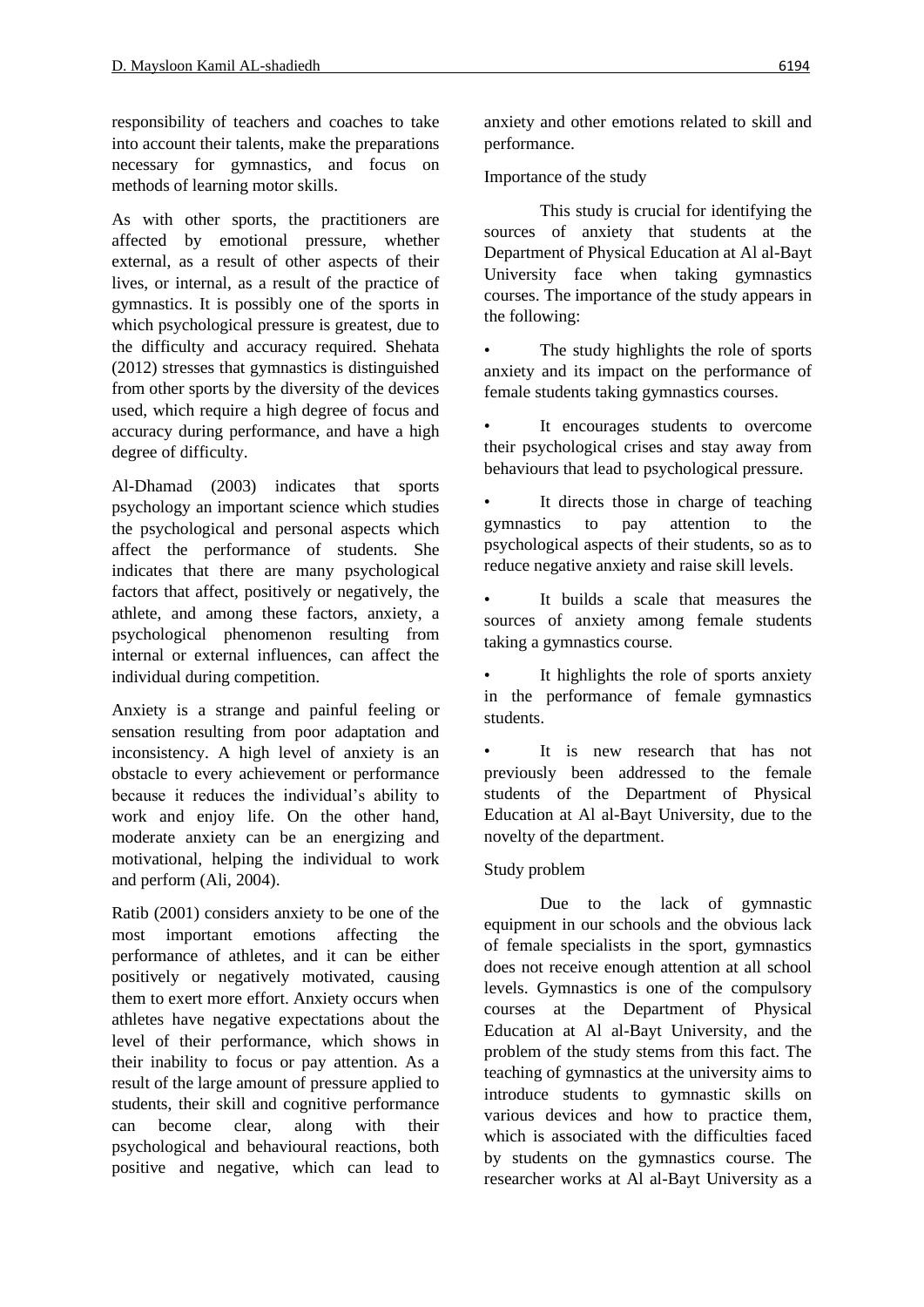responsibility of teachers and coaches to take into account their talents, make the preparations necessary for gymnastics, and focus on methods of learning motor skills.

As with other sports, the practitioners are affected by emotional pressure, whether external, as a result of other aspects of their lives, or internal, as a result of the practice of gymnastics. It is possibly one of the sports in which psychological pressure is greatest, due to the difficulty and accuracy required. Shehata (2012) stresses that gymnastics is distinguished from other sports by the diversity of the devices used, which require a high degree of focus and accuracy during performance, and have a high degree of difficulty.

Al-Dhamad (2003) indicates that sports psychology an important science which studies the psychological and personal aspects which affect the performance of students. She indicates that there are many psychological factors that affect, positively or negatively, the athlete, and among these factors, anxiety, a psychological phenomenon resulting from internal or external influences, can affect the individual during competition.

Anxiety is a strange and painful feeling or sensation resulting from poor adaptation and inconsistency. A high level of anxiety is an obstacle to every achievement or performance because it reduces the individual's ability to work and enjoy life. On the other hand, moderate anxiety can be an energizing and motivational, helping the individual to work and perform (Ali, 2004).

Ratib (2001) considers anxiety to be one of the most important emotions affecting the performance of athletes, and it can be either positively or negatively motivated, causing them to exert more effort. Anxiety occurs when athletes have negative expectations about the level of their performance, which shows in their inability to focus or pay attention. As a result of the large amount of pressure applied to students, their skill and cognitive performance can become clear, along with their psychological and behavioural reactions, both positive and negative, which can lead to anxiety and other emotions related to skill and performance.

Importance of the study

This study is crucial for identifying the sources of anxiety that students at the Department of Physical Education at Al al-Bayt University face when taking gymnastics courses. The importance of the study appears in the following:

- The study highlights the role of sports anxiety and its impact on the performance of female students taking gymnastics courses.
- It encourages students to overcome their psychological crises and stay away from behaviours that lead to psychological pressure.
- It directs those in charge of teaching gymnastics to pay attention to the psychological aspects of their students, so as to reduce negative anxiety and raise skill levels.
- It builds a scale that measures the sources of anxiety among female students taking a gymnastics course.
- It highlights the role of sports anxiety in the performance of female gymnastics students.
- It is new research that has not previously been addressed to the female students of the Department of Physical Education at Al al-Bayt University, due to the novelty of the department.

Study problem

Due to the lack of gymnastic equipment in our schools and the obvious lack of female specialists in the sport, gymnastics does not receive enough attention at all school levels. Gymnastics is one of the compulsory courses at the Department of Physical Education at Al al-Bayt University, and the problem of the study stems from this fact. The teaching of gymnastics at the university aims to introduce students to gymnastic skills on various devices and how to practice them, which is associated with the difficulties faced by students on the gymnastics course. The researcher works at Al al-Bayt University as a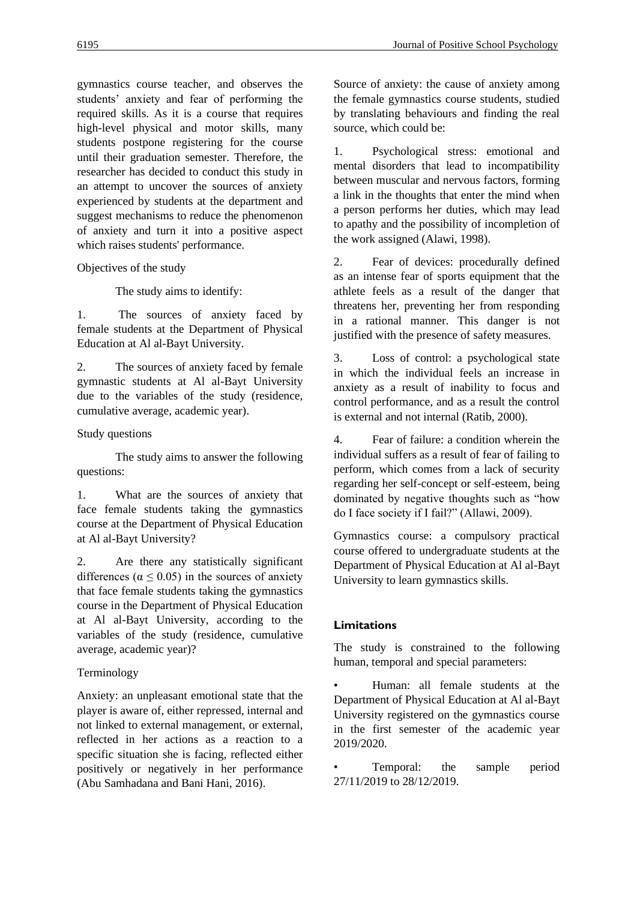gymnastics course teacher, and observes the students' anxiety and fear of performing the required skills. As it is a course that requires high-level physical and motor skills, many students postpone registering for the course until their graduation semester. Therefore, the researcher has decided to conduct this study in an attempt to uncover the sources of anxiety experienced by students at the department and suggest mechanisms to reduce the phenomenon of anxiety and turn it into a positive aspect which raises students' performance.

Objectives of the study

The study aims to identify:

1. The sources of anxiety faced by female students at the Department of Physical Education at Al al-Bayt University.

2. The sources of anxiety faced by female gymnastic students at Al al-Bayt University due to the variables of the study (residence, cumulative average, academic year).

Study questions

The study aims to answer the following questions:

1. What are the sources of anxiety that face female students taking the gymnastics course at the Department of Physical Education at Al al-Bayt University?

2. Are there any statistically significant differences ($\alpha \leq 0.05$) in the sources of anxiety that face female students taking the gymnastics course in the Department of Physical Education at Al al-Bayt University, according to the variables of the study (residence, cumulative average, academic year)?

Terminology

Anxiety: an unpleasant emotional state that the player is aware of, either repressed, internal and not linked to external management, or external, reflected in her actions as a reaction to a specific situation she is facing, reflected either positively or negatively in her performance (Abu Samhadana and Bani Hani, 2016).

Source of anxiety: the cause of anxiety among the female gymnastics course students, studied by translating behaviours and finding the real source, which could be:

1. Psychological stress: emotional and mental disorders that lead to incompatibility between muscular and nervous factors, forming a link in the thoughts that enter the mind when a person performs her duties, which may lead to apathy and the possibility of incompletion of the work assigned (Alawi, 1998).

2. Fear of devices: procedurally defined as an intense fear of sports equipment that the athlete feels as a result of the danger that threatens her, preventing her from responding in a rational manner. This danger is not justified with the presence of safety measures.

3. Loss of control: a psychological state in which the individual feels an increase in anxiety as a result of inability to focus and control performance, and as a result the control is external and not internal (Ratib, 2000).

4. Fear of failure: a condition wherein the individual suffers as a result of fear of failing to perform, which comes from a lack of security regarding her self-concept or self-esteem, being dominated by negative thoughts such as "how do I face society if I fail?" (Allawi, 2009).

Gymnastics course: a compulsory practical course offered to undergraduate students at the Department of Physical Education at Al al-Bayt University to learn gymnastics skills.

## Limitations

The study is constrained to the following human, temporal and special parameters:

- Human: all female students at the Department of Physical Education at Al al-Bayt University registered on the gymnastics course in the first semester of the academic year 2019/2020.
- Temporal: the sample period 27/11/2019 to 28/12/2019.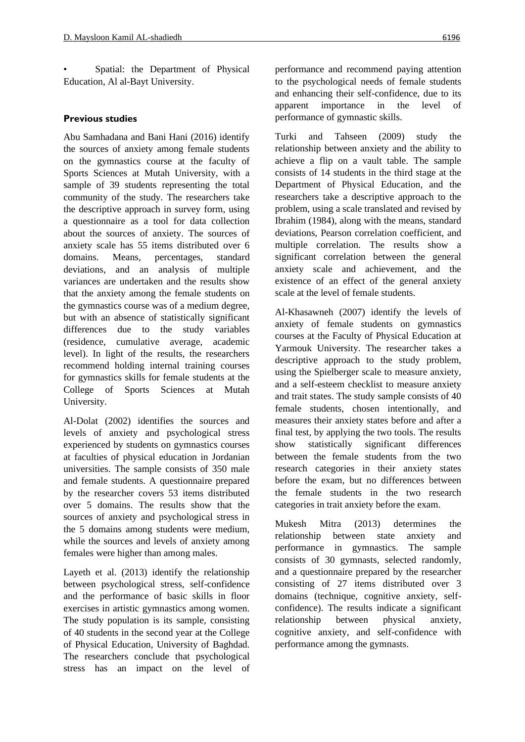- Spatial: the Department of Physical Education, Al al-Bayt University.

### Previous studies

Abu Samhadana and Bani Hani (2016) identify the sources of anxiety among female students on the gymnastics course at the faculty of Sports Sciences at Mutah University, with a sample of 39 students representing the total community of the study. The researchers take the descriptive approach in survey form, using a questionnaire as a tool for data collection about the sources of anxiety. The sources of anxiety scale has 55 items distributed over 6 domains. Means, percentages, standard deviations, and an analysis of multiple variances are undertaken and the results show that the anxiety among the female students on the gymnastics course was of a medium degree, but with an absence of statistically significant differences due to the study variables (residence, cumulative average, academic level). In light of the results, the researchers recommend holding internal training courses for gymnastics skills for female students at the College of Sports Sciences at Mutah University.

Al-Dolat (2002) identifies the sources and levels of anxiety and psychological stress experienced by students on gymnastics courses at faculties of physical education in Jordanian universities. The sample consists of 350 male and female students. A questionnaire prepared by the researcher covers 53 items distributed over 5 domains. The results show that the sources of anxiety and psychological stress in the 5 domains among students were medium, while the sources and levels of anxiety among females were higher than among males.

Layeth et al. (2013) identify the relationship between psychological stress, self-confidence and the performance of basic skills in floor exercises in artistic gymnastics among women. The study population is its sample, consisting of 40 students in the second year at the College of Physical Education, University of Baghdad. The researchers conclude that psychological stress has an impact on the level of performance and recommend paying attention to the psychological needs of female students and enhancing their self-confidence, due to its apparent importance in the level of performance of gymnastic skills.

Turki and Tahseen (2009) study the relationship between anxiety and the ability to achieve a flip on a vault table. The sample consists of 14 students in the third stage at the Department of Physical Education, and the researchers take a descriptive approach to the problem, using a scale translated and revised by Ibrahim (1984), along with the means, standard deviations, Pearson correlation coefficient, and multiple correlation. The results show a significant correlation between the general anxiety scale and achievement, and the existence of an effect of the general anxiety scale at the level of female students.

Al-Khasawneh (2007) identify the levels of anxiety of female students on gymnastics courses at the Faculty of Physical Education at Yarmouk University. The researcher takes a descriptive approach to the study problem, using the Spielberger scale to measure anxiety, and a self-esteem checklist to measure anxiety and trait states. The study sample consists of 40 female students, chosen intentionally, and measures their anxiety states before and after a final test, by applying the two tools. The results show statistically significant differences between the female students from the two research categories in their anxiety states before the exam, but no differences between the female students in the two research categories in trait anxiety before the exam.

Mukesh Mitra (2013) determines the relationship between state anxiety and performance in gymnastics. The sample consists of 30 gymnasts, selected randomly, and a questionnaire prepared by the researcher consisting of 27 items distributed over 3 domains (technique, cognitive anxiety, self-confidence). The results indicate a significant relationship between physical anxiety, cognitive anxiety, and self-confidence with performance among the gymnasts.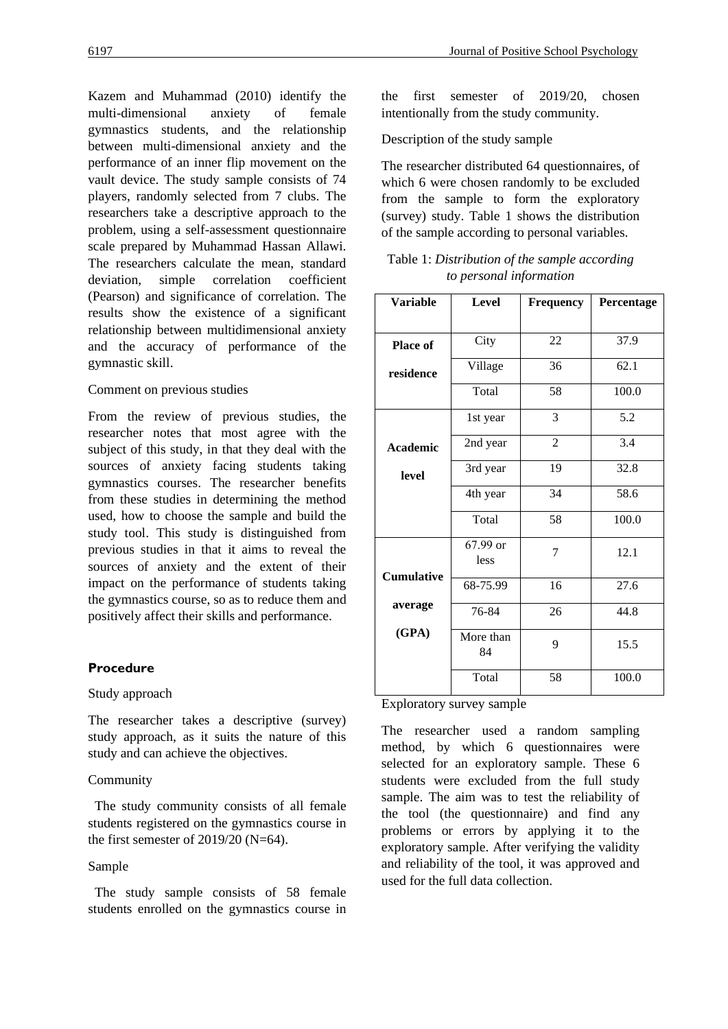Kazem and Muhammad (2010) identify the multi-dimensional anxiety of female gymnastics students, and the relationship between multi-dimensional anxiety and the performance of an inner flip movement on the vault device. The study sample consists of 74 players, randomly selected from 7 clubs. The researchers take a descriptive approach to the problem, using a self-assessment questionnaire scale prepared by Muhammad Hassan Allawi. The researchers calculate the mean, standard deviation, simple correlation coefficient (Pearson) and significance of correlation. The results show the existence of a significant relationship between multidimensional anxiety and the accuracy of performance of the gymnastic skill.

Comment on previous studies

From the review of previous studies, the researcher notes that most agree with the subject of this study, in that they deal with the sources of anxiety facing students taking gymnastics courses. The researcher benefits from these studies in determining the method used, how to choose the sample and build the study tool. This study is distinguished from previous studies in that it aims to reveal the sources of anxiety and the extent of their impact on the performance of students taking the gymnastics course, so as to reduce them and positively affect their skills and performance.

## Procedure

Study approach

The researcher takes a descriptive (survey) study approach, as it suits the nature of this study and can achieve the objectives.

Community

The study community consists of all female students registered on the gymnastics course in the first semester of 2019/20 (N=64).

Sample

The study sample consists of 58 female students enrolled on the gymnastics course in the first semester of 2019/20, chosen intentionally from the study community.

Description of the study sample

The researcher distributed 64 questionnaires, of which 6 were chosen randomly to be excluded from the sample to form the exploratory (survey) study. Table 1 shows the distribution of the sample according to personal variables.

Table 1: *Distribution of the sample according to personal information*

| Variable | Level | Frequency | Percentage |
|---|---|---|---|
| **Place of residence** | City | 22 | 37.9 |
| | Village | 36 | 62.1 |
| | Total | 58 | 100.0 |
| **Academic level** | 1st year | 3 | 5.2 |
| | 2nd year | 2 | 3.4 |
| | 3rd year | 19 | 32.8 |
| | 4th year | 34 | 58.6 |
| | Total | 58 | 100.0 |
| **Cumulative average (GPA)** | 67.99 or less | 7 | 12.1 |
| | 68-75.99 | 16 | 27.6 |
| | 76-84 | 26 | 44.8 |
| | More than 84 | 9 | 15.5 |
| | Total | 58 | 100.0 |

Exploratory survey sample

The researcher used a random sampling method, by which 6 questionnaires were selected for an exploratory sample. These 6 students were excluded from the full study sample. The aim was to test the reliability of the tool (the questionnaire) and find any problems or errors by applying it to the exploratory sample. After verifying the validity and reliability of the tool, it was approved and used for the full data collection.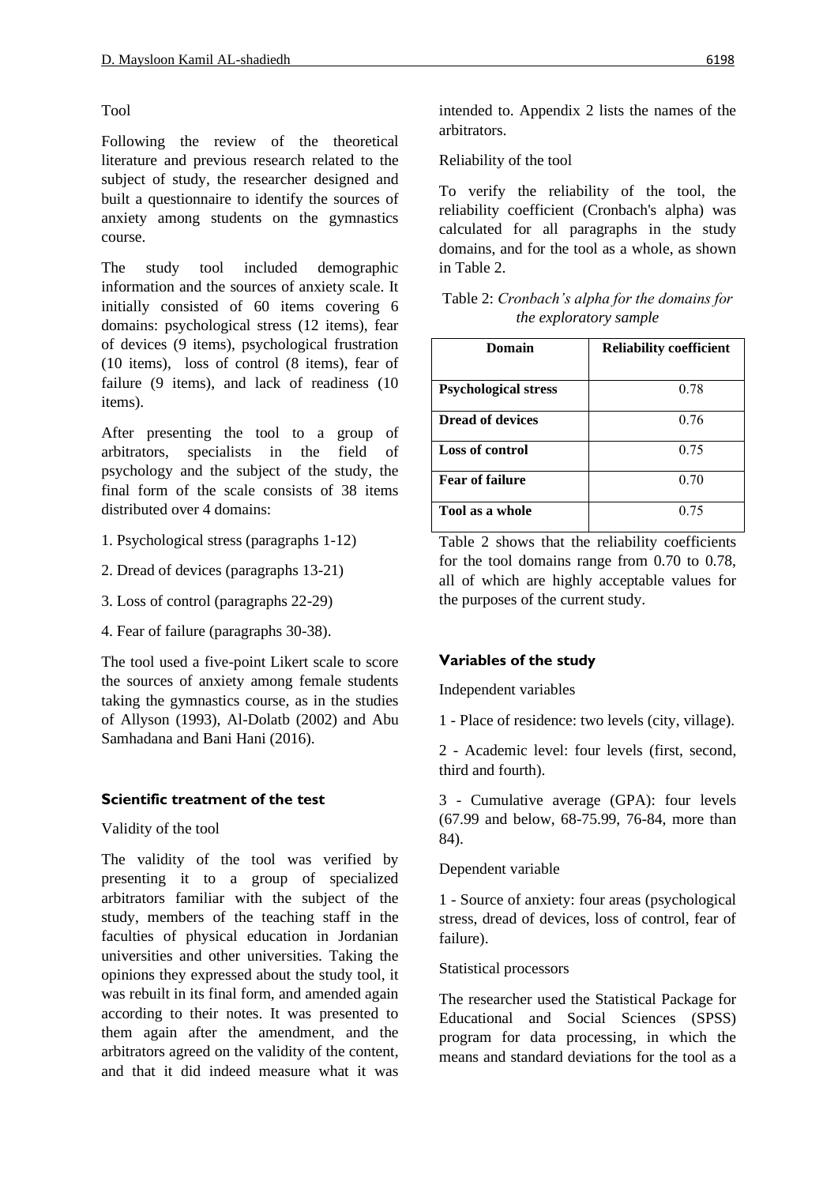Tool

Following the review of the theoretical literature and previous research related to the subject of study, the researcher designed and built a questionnaire to identify the sources of anxiety among students on the gymnastics course.

The study tool included demographic information and the sources of anxiety scale. It initially consisted of 60 items covering 6 domains: psychological stress (12 items), fear of devices (9 items), psychological frustration (10 items), loss of control (8 items), fear of failure (9 items), and lack of readiness (10 items).

After presenting the tool to a group of arbitrators, specialists in the field of psychology and the subject of the study, the final form of the scale consists of 38 items distributed over 4 domains:

1. Psychological stress (paragraphs 1-12)

2. Dread of devices (paragraphs 13-21)

3. Loss of control (paragraphs 22-29)

4. Fear of failure (paragraphs 30-38).

The tool used a five-point Likert scale to score the sources of anxiety among female students taking the gymnastics course, as in the studies of Allyson (1993), Al-Dolatb (2002) and Abu Samhadana and Bani Hani (2016).

### Scientific treatment of the test

Validity of the tool

The validity of the tool was verified by presenting it to a group of specialized arbitrators familiar with the subject of the study, members of the teaching staff in the faculties of physical education in Jordanian universities and other universities. Taking the opinions they expressed about the study tool, it was rebuilt in its final form, and amended again according to their notes. It was presented to them again after the amendment, and the arbitrators agreed on the validity of the content, and that it did indeed measure what it was intended to. Appendix 2 lists the names of the arbitrators.

Reliability of the tool

To verify the reliability of the tool, the reliability coefficient (Cronbach's alpha) was calculated for all paragraphs in the study domains, and for the tool as a whole, as shown in Table 2.

Table 2: *Cronbach's alpha for the domains for the exploratory sample*

| Domain | Reliability coefficient |
|---|---|
| **Psychological stress** | 0.78 |
| **Dread of devices** | 0.76 |
| **Loss of control** | 0.75 |
| **Fear of failure** | 0.70 |
| **Tool as a whole** | 0.75 |

Table 2 shows that the reliability coefficients for the tool domains range from 0.70 to 0.78, all of which are highly acceptable values for the purposes of the current study.

### Variables of the study

Independent variables

1 - Place of residence: two levels (city, village).

2 - Academic level: four levels (first, second, third and fourth).

3 - Cumulative average (GPA): four levels (67.99 and below, 68-75.99, 76-84, more than 84).

Dependent variable

1 - Source of anxiety: four areas (psychological stress, dread of devices, loss of control, fear of failure).

Statistical processors

The researcher used the Statistical Package for Educational and Social Sciences (SPSS) program for data processing, in which the means and standard deviations for the tool as a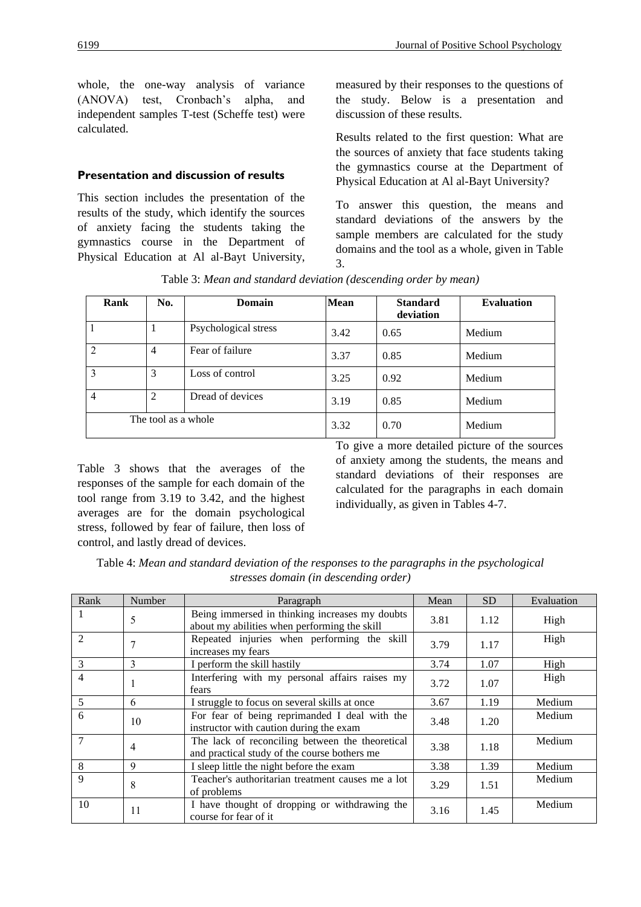whole, the one-way analysis of variance (ANOVA) test, Cronbach's alpha, and independent samples T-test (Scheffe test) were calculated.

### Presentation and discussion of results

This section includes the presentation of the results of the study, which identify the sources of anxiety facing the students taking the gymnastics course in the Department of Physical Education at Al al-Bayt University, measured by their responses to the questions of the study. Below is a presentation and discussion of these results.

Results related to the first question: What are the sources of anxiety that face students taking the gymnastics course at the Department of Physical Education at Al al-Bayt University?

To answer this question, the means and standard deviations of the answers by the sample members are calculated for the study domains and the tool as a whole, given in Table 3.

Table 3: *Mean and standard deviation (descending order by mean)*

| Rank | No. | Domain | Mean | Standard deviation | Evaluation |
|---|---|---|---|---|---|
| 1 | 1 | Psychological stress | 3.42 | 0.65 | Medium |
| 2 | 4 | Fear of failure | 3.37 | 0.85 | Medium |
| 3 | 3 | Loss of control | 3.25 | 0.92 | Medium |
| 4 | 2 | Dread of devices | 3.19 | 0.85 | Medium |
| The tool as a whole | | | 3.32 | 0.70 | Medium |

Table 3 shows that the averages of the responses of the sample for each domain of the tool range from 3.19 to 3.42, and the highest averages are for the domain psychological stress, followed by fear of failure, then loss of control, and lastly dread of devices.

To give a more detailed picture of the sources of anxiety among the students, the means and standard deviations of their responses are calculated for the paragraphs in each domain individually, as given in Tables 4-7.

Table 4: *Mean and standard deviation of the responses to the paragraphs in the psychological stresses domain (in descending order)*

| Rank | Number | Paragraph | Mean | SD | Evaluation |
|---|---|---|---|---|---|
| 1 | 5 | Being immersed in thinking increases my doubts about my abilities when performing the skill | 3.81 | 1.12 | High |
| 2 | 7 | Repeated injuries when performing the skill increases my fears | 3.79 | 1.17 | High |
| 3 | 3 | I perform the skill hastily | 3.74 | 1.07 | High |
| 4 | 1 | Interfering with my personal affairs raises my fears | 3.72 | 1.07 | High |
| 5 | 6 | I struggle to focus on several skills at once | 3.67 | 1.19 | Medium |
| 6 | 10 | For fear of being reprimanded I deal with the instructor with caution during the exam | 3.48 | 1.20 | Medium |
| 7 | 4 | The lack of reconciling between the theoretical and practical study of the course bothers me | 3.38 | 1.18 | Medium |
| 8 | 9 | I sleep little the night before the exam | 3.38 | 1.39 | Medium |
| 9 | 8 | Teacher's authoritarian treatment causes me a lot of problems | 3.29 | 1.51 | Medium |
| 10 | 11 | I have thought of dropping or withdrawing the course for fear of it | 3.16 | 1.45 | Medium |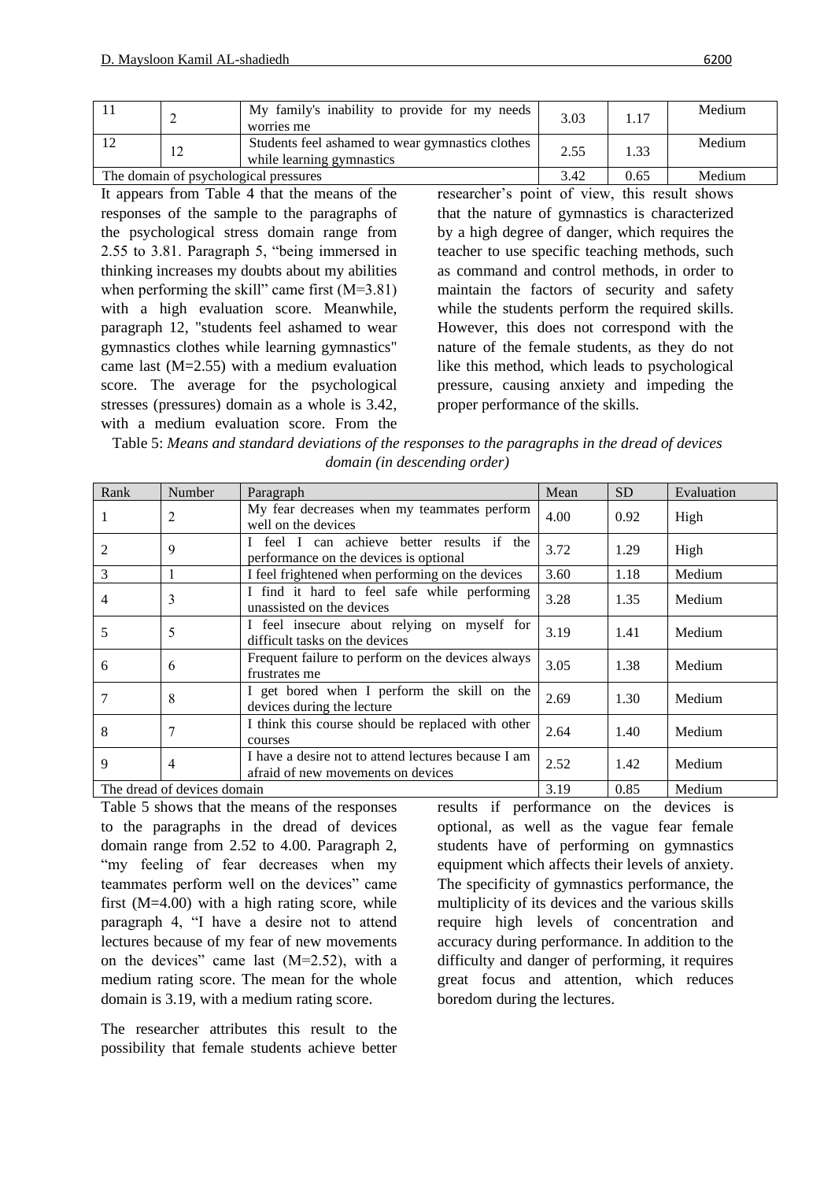| 11 | 2 | My family's inability to provide for my needs worries me | 3.03 | 1.17 | Medium |
|---|---|---|---|---|---|
| 12 | 12 | Students feel ashamed to wear gymnastics clothes while learning gymnastics | 2.55 | 1.33 | Medium |
| The domain of psychological pressures | | | 3.42 | 0.65 | Medium |

It appears from Table 4 that the means of the responses of the sample to the paragraphs of the psychological stress domain range from 2.55 to 3.81. Paragraph 5, "being immersed in thinking increases my doubts about my abilities when performing the skill" came first (M=3.81) with a high evaluation score. Meanwhile, paragraph 12, "students feel ashamed to wear gymnastics clothes while learning gymnastics" came last (M=2.55) with a medium evaluation score. The average for the psychological stresses (pressures) domain as a whole is 3.42, with a medium evaluation score. From the researcher's point of view, this result shows that the nature of gymnastics is characterized by a high degree of danger, which requires the teacher to use specific teaching methods, such as command and control methods, in order to maintain the factors of security and safety while the students perform the required skills. However, this does not correspond with the nature of the female students, as they do not like this method, which leads to psychological pressure, causing anxiety and impeding the proper performance of the skills.

Table 5: *Means and standard deviations of the responses to the paragraphs in the dread of devices domain (in descending order)*

| Rank | Number | Paragraph | Mean | SD | Evaluation |
|---|---|---|---|---|---|
| 1 | 2 | My fear decreases when my teammates perform well on the devices | 4.00 | 0.92 | High |
| 2 | 9 | I feel I can achieve better results if the performance on the devices is optional | 3.72 | 1.29 | High |
| 3 | 1 | I feel frightened when performing on the devices | 3.60 | 1.18 | Medium |
| 4 | 3 | I find it hard to feel safe while performing unassisted on the devices | 3.28 | 1.35 | Medium |
| 5 | 5 | I feel insecure about relying on myself for difficult tasks on the devices | 3.19 | 1.41 | Medium |
| 6 | 6 | Frequent failure to perform on the devices always frustrates me | 3.05 | 1.38 | Medium |
| 7 | 8 | I get bored when I perform the skill on the devices during the lecture | 2.69 | 1.30 | Medium |
| 8 | 7 | I think this course should be replaced with other courses | 2.64 | 1.40 | Medium |
| 9 | 4 | I have a desire not to attend lectures because I am afraid of new movements on devices | 2.52 | 1.42 | Medium |
| The dread of devices domain | | | 3.19 | 0.85 | Medium |

Table 5 shows that the means of the responses to the paragraphs in the dread of devices domain range from 2.52 to 4.00. Paragraph 2, "my feeling of fear decreases when my teammates perform well on the devices" came first (M=4.00) with a high rating score, while paragraph 4, "I have a desire not to attend lectures because of my fear of new movements on the devices" came last (M=2.52), with a medium rating score. The mean for the whole domain is 3.19, with a medium rating score.

The researcher attributes this result to the possibility that female students achieve better results if performance on the devices is optional, as well as the vague fear female students have of performing on gymnastics equipment which affects their levels of anxiety. The specificity of gymnastics performance, the multiplicity of its devices and the various skills require high levels of concentration and accuracy during performance. In addition to the difficulty and danger of performing, it requires great focus and attention, which reduces boredom during the lectures.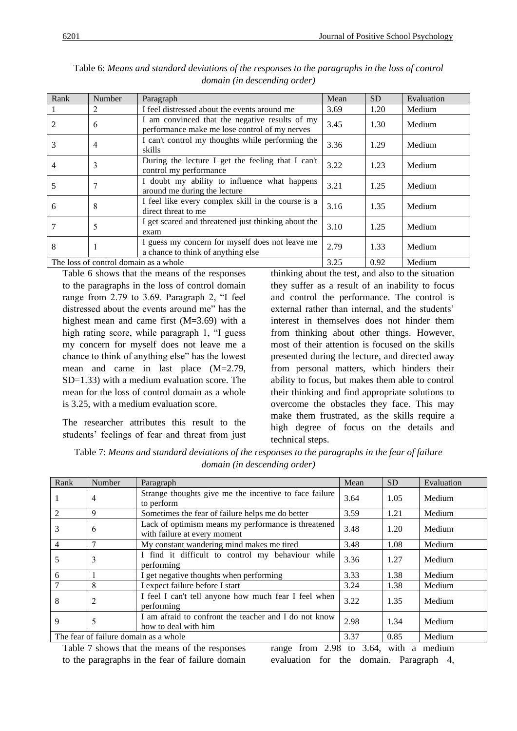Table 6: *Means and standard deviations of the responses to the paragraphs in the loss of control domain (in descending order)*

| Rank | Number | Paragraph | Mean | SD | Evaluation |
|---|---|---|---|---|---|
| 1 | 2 | I feel distressed about the events around me | 3.69 | 1.20 | Medium |
| 2 | 6 | I am convinced that the negative results of my performance make me lose control of my nerves | 3.45 | 1.30 | Medium |
| 3 | 4 | I can't control my thoughts while performing the skills | 3.36 | 1.29 | Medium |
| 4 | 3 | During the lecture I get the feeling that I can't control my performance | 3.22 | 1.23 | Medium |
| 5 | 7 | I doubt my ability to influence what happens around me during the lecture | 3.21 | 1.25 | Medium |
| 6 | 8 | I feel like every complex skill in the course is a direct threat to me | 3.16 | 1.35 | Medium |
| 7 | 5 | I get scared and threatened just thinking about the exam | 3.10 | 1.25 | Medium |
| 8 | 1 | I guess my concern for myself does not leave me a chance to think of anything else | 2.79 | 1.33 | Medium |
| The loss of control domain as a whole | | | 3.25 | 0.92 | Medium |

Table 6 shows that the means of the responses to the paragraphs in the loss of control domain range from 2.79 to 3.69. Paragraph 2, "I feel distressed about the events around me" has the highest mean and came first (M=3.69) with a high rating score, while paragraph 1, "I guess my concern for myself does not leave me a chance to think of anything else" has the lowest mean and came in last place (M=2.79, SD=1.33) with a medium evaluation score. The mean for the loss of control domain as a whole is 3.25, with a medium evaluation score.

The researcher attributes this result to the students' feelings of fear and threat from just thinking about the test, and also to the situation they suffer as a result of an inability to focus and control the performance. The control is external rather than internal, and the students' interest in themselves does not hinder them from thinking about other things. However, most of their attention is focused on the skills presented during the lecture, and directed away from personal matters, which hinders their ability to focus, but makes them able to control their thinking and find appropriate solutions to overcome the obstacles they face. This may make them frustrated, as the skills require a high degree of focus on the details and technical steps.

Table 7: *Means and standard deviations of the responses to the paragraphs in the fear of failure domain (in descending order)*

| Rank | Number | Paragraph | Mean | SD | Evaluation |
|---|---|---|---|---|---|
| 1 | 4 | Strange thoughts give me the incentive to face failure to perform | 3.64 | 1.05 | Medium |
| 2 | 9 | Sometimes the fear of failure helps me do better | 3.59 | 1.21 | Medium |
| 3 | 6 | Lack of optimism means my performance is threatened with failure at every moment | 3.48 | 1.20 | Medium |
| 4 | 7 | My constant wandering mind makes me tired | 3.48 | 1.08 | Medium |
| 5 | 3 | I find it difficult to control my behaviour while performing | 3.36 | 1.27 | Medium |
| 6 | 1 | I get negative thoughts when performing | 3.33 | 1.38 | Medium |
| 7 | 8 | I expect failure before I start | 3.24 | 1.38 | Medium |
| 8 | 2 | I feel I can't tell anyone how much fear I feel when performing | 3.22 | 1.35 | Medium |
| 9 | 5 | I am afraid to confront the teacher and I do not know how to deal with him | 2.98 | 1.34 | Medium |
| The fear of failure domain as a whole | | | 3.37 | 0.85 | Medium |

Table 7 shows that the means of the responses to the paragraphs in the fear of failure domain range from 2.98 to 3.64, with a medium evaluation for the domain. Paragraph 4,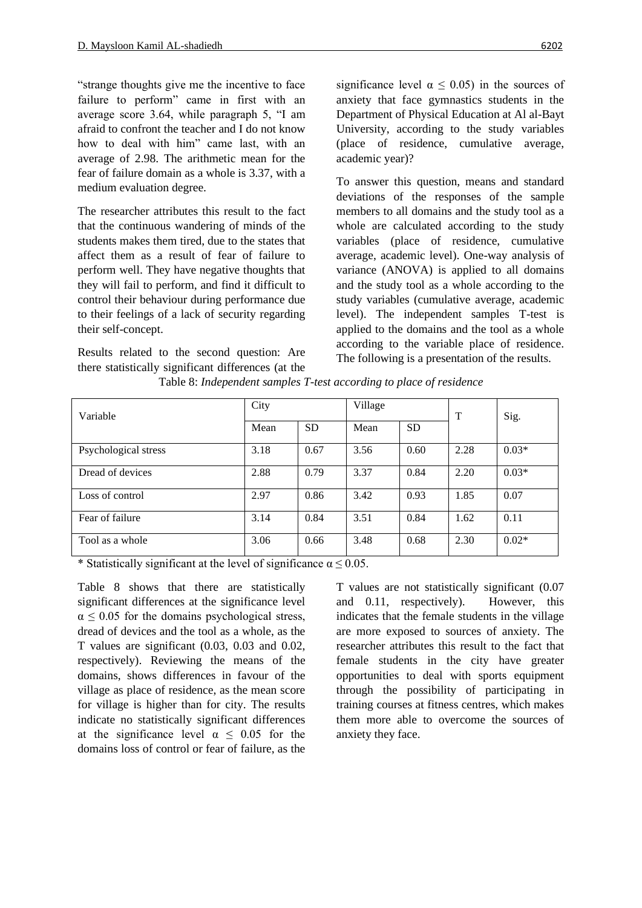"strange thoughts give me the incentive to face failure to perform" came in first with an average score 3.64, while paragraph 5, "I am afraid to confront the teacher and I do not know how to deal with him" came last, with an average of 2.98. The arithmetic mean for the fear of failure domain as a whole is 3.37, with a medium evaluation degree.

The researcher attributes this result to the fact that the continuous wandering of minds of the students makes them tired, due to the states that affect them as a result of fear of failure to perform well. They have negative thoughts that they will fail to perform, and find it difficult to control their behaviour during performance due to their feelings of a lack of security regarding their self-concept.

Results related to the second question: Are there statistically significant differences (at the significance level $\alpha \leq 0.05$) in the sources of anxiety that face gymnastics students in the Department of Physical Education at Al al-Bayt University, according to the study variables (place of residence, cumulative average, academic year)?

To answer this question, means and standard deviations of the responses of the sample members to all domains and the study tool as a whole are calculated according to the study variables (place of residence, cumulative average, academic level). One-way analysis of variance (ANOVA) is applied to all domains and the study tool as a whole according to the study variables (cumulative average, academic level). The independent samples T-test is applied to the domains and the tool as a whole according to the variable place of residence. The following is a presentation of the results.

Table 8: *Independent samples T-test according to place of residence*

| Variable | City | | Village | | T | Sig. |
|---|---|---|---|---|---|---|
| | Mean | SD | Mean | SD | | |
| Psychological stress | 3.18 | 0.67 | 3.56 | 0.60 | 2.28 | 0.03* |
| Dread of devices | 2.88 | 0.79 | 3.37 | 0.84 | 2.20 | 0.03* |
| Loss of control | 2.97 | 0.86 | 3.42 | 0.93 | 1.85 | 0.07 |
| Fear of failure | 3.14 | 0.84 | 3.51 | 0.84 | 1.62 | 0.11 |
| Tool as a whole | 3.06 | 0.66 | 3.48 | 0.68 | 2.30 | 0.02* |

* Statistically significant at the level of significance $\alpha \leq 0.05$.

Table 8 shows that there are statistically significant differences at the significance level $\alpha \leq 0.05$ for the domains psychological stress, dread of devices and the tool as a whole, as the T values are significant (0.03, 0.03 and 0.02, respectively). Reviewing the means of the domains, shows differences in favour of the village as place of residence, as the mean score for village is higher than for city. The results indicate no statistically significant differences at the significance level $\alpha \leq 0.05$ for the domains loss of control or fear of failure, as the T values are not statistically significant (0.07 and 0.11, respectively). However, this indicates that the female students in the village are more exposed to sources of anxiety. The researcher attributes this result to the fact that female students in the city have greater opportunities to deal with sports equipment through the possibility of participating in training courses at fitness centres, which makes them more able to overcome the sources of anxiety they face.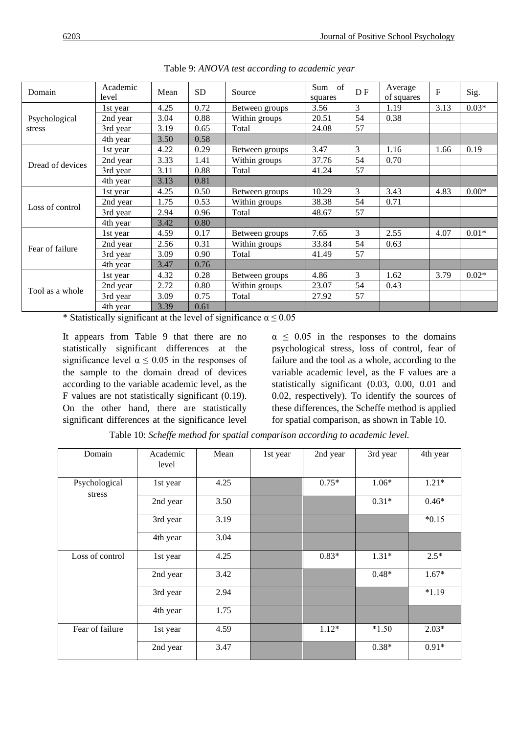Table 9: *ANOVA test according to academic year*

| Domain | Academic level | Mean | SD | Source | Sum of squares | D F | Average of squares | F | Sig. |
|---|---|---|---|---|---|---|---|---|---|
| Psychological stress | 1st year | 4.25 | 0.72 | Between groups | 3.56 | 3 | 1.19 | 3.13 | 0.03* |
| | 2nd year | 3.04 | 0.88 | Within groups | 20.51 | 54 | 0.38 | | |
| | 3rd year | 3.19 | 0.65 | Total | 24.08 | 57 | | | |
| | 4th year | 3.50 | 0.58 | | | | | | |
| Dread of devices | 1st year | 4.22 | 0.29 | Between groups | 3.47 | 3 | 1.16 | 1.66 | 0.19 |
| | 2nd year | 3.33 | 1.41 | Within groups | 37.76 | 54 | 0.70 | | |
| | 3rd year | 3.11 | 0.88 | Total | 41.24 | 57 | | | |
| | 4th year | 3.13 | 0.81 | | | | | | |
| Loss of control | 1st year | 4.25 | 0.50 | Between groups | 10.29 | 3 | 3.43 | 4.83 | 0.00* |
| | 2nd year | 1.75 | 0.53 | Within groups | 38.38 | 54 | 0.71 | | |
| | 3rd year | 2.94 | 0.96 | Total | 48.67 | 57 | | | |
| | 4th year | 3.42 | 0.80 | | | | | | |
| Fear of failure | 1st year | 4.59 | 0.17 | Between groups | 7.65 | 3 | 2.55 | 4.07 | 0.01* |
| | 2nd year | 2.56 | 0.31 | Within groups | 33.84 | 54 | 0.63 | | |
| | 3rd year | 3.09 | 0.90 | Total | 41.49 | 57 | | | |
| | 4th year | 3.47 | 0.76 | | | | | | |
| Tool as a whole | 1st year | 4.32 | 0.28 | Between groups | 4.86 | 3 | 1.62 | 3.79 | 0.02* |
| | 2nd year | 2.72 | 0.80 | Within groups | 23.07 | 54 | 0.43 | | |
| | 3rd year | 3.09 | 0.75 | Total | 27.92 | 57 | | | |
| | 4th year | 3.39 | 0.61 | | | | | | |

\* Statistically significant at the level of significance $\alpha \leq 0.05$

It appears from Table 9 that there are no statistically significant differences at the significance level $\alpha \leq 0.05$ in the responses of the sample to the domain dread of devices according to the variable academic level, as the F values are not statistically significant (0.19). On the other hand, there are statistically significant differences at the significance level $\alpha \leq 0.05$ in the responses to the domains psychological stress, loss of control, fear of failure and the tool as a whole, according to the variable academic level, as the F values are a statistically significant (0.03, 0.00, 0.01 and 0.02, respectively). To identify the sources of these differences, the Scheffe method is applied for spatial comparison, as shown in Table 10.

Table 10: *Scheffe method for spatial comparison according to academic level.*

| Domain | Academic level | Mean | 1st year | 2nd year | 3rd year | 4th year |
|---|---|---|---|---|---|---|
| Psychological stress | 1st year | 4.25 | | 0.75* | 1.06* | 1.21* |
| | 2nd year | 3.50 | | | 0.31* | 0.46* |
| | 3rd year | 3.19 | | | | *0.15 |
| | 4th year | 3.04 | | | | |
| Loss of control | 1st year | 4.25 | | 0.83* | 1.31* | 2.5* |
| | 2nd year | 3.42 | | | 0.48* | 1.67* |
| | 3rd year | 2.94 | | | | *1.19 |
| | 4th year | 1.75 | | | | |
| Fear of failure | 1st year | 4.59 | | 1.12* | *1.50 | 2.03* |
| | 2nd year | 3.47 | | | 0.38* | 0.91* |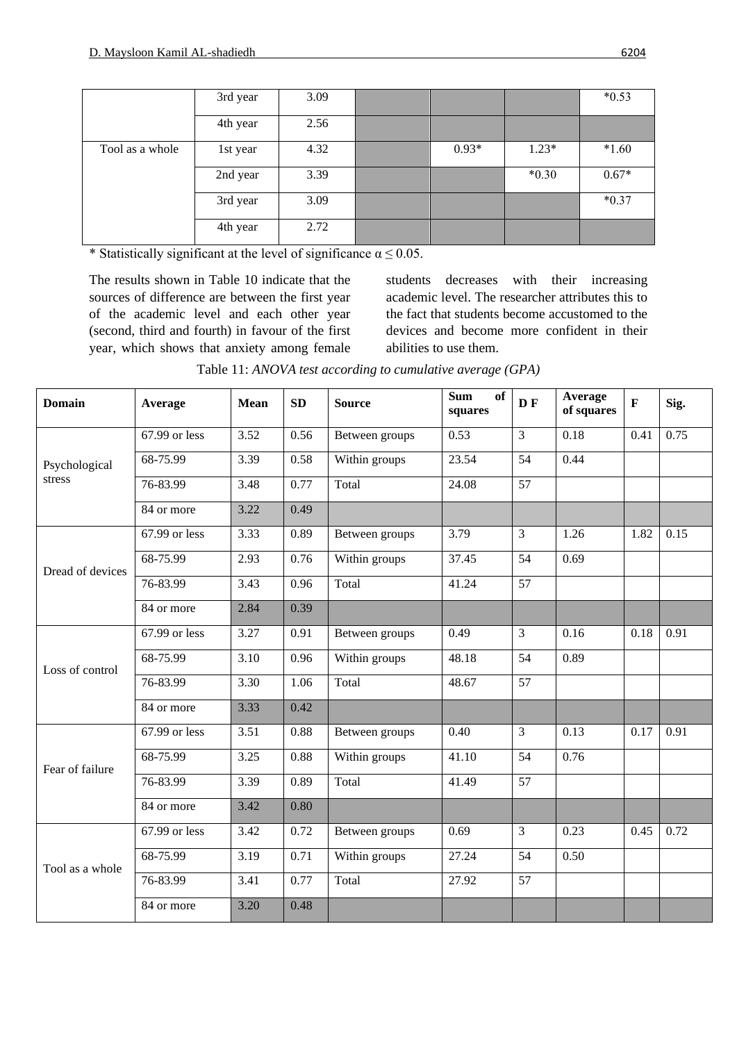|  | 3rd year | 3.09 |  |  |  | *0.53 |
|---|---|---|---|---|---|---|
|  | 4th year | 2.56 |  |  |  |  |
| Tool as a whole | 1st year | 4.32 |  | 0.93* | 1.23* | *1.60 |
|  | 2nd year | 3.39 |  |  | *0.30 | 0.67* |
|  | 3rd year | 3.09 |  |  |  | *0.37 |
|  | 4th year | 2.72 |  |  |  |  |

* Statistically significant at the level of significance $\alpha \leq 0.05$.

The results shown in Table 10 indicate that the sources of difference are between the first year of the academic level and each other year (second, third and fourth) in favour of the first year, which shows that anxiety among female students decreases with their increasing academic level. The researcher attributes this to the fact that students become accustomed to the devices and become more confident in their abilities to use them.

Table 11: *ANOVA test according to cumulative average (GPA)*

| Domain | Average | Mean | SD | Source | Sum of squares | D F | Average of squares | F | Sig. |
|---|---|---|---|---|---|---|---|---|---|
| Psychological stress | 67.99 or less | 3.52 | 0.56 | Between groups | 0.53 | 3 | 0.18 | 0.41 | 0.75 |
|  | 68-75.99 | 3.39 | 0.58 | Within groups | 23.54 | 54 | 0.44 |  |  |
|  | 76-83.99 | 3.48 | 0.77 | Total | 24.08 | 57 |  |  |  |
|  | 84 or more | 3.22 | 0.49 |  |  |  |  |  |  |
| Dread of devices | 67.99 or less | 3.33 | 0.89 | Between groups | 3.79 | 3 | 1.26 | 1.82 | 0.15 |
|  | 68-75.99 | 2.93 | 0.76 | Within groups | 37.45 | 54 | 0.69 |  |  |
|  | 76-83.99 | 3.43 | 0.96 | Total | 41.24 | 57 |  |  |  |
|  | 84 or more | 2.84 | 0.39 |  |  |  |  |  |  |
| Loss of control | 67.99 or less | 3.27 | 0.91 | Between groups | 0.49 | 3 | 0.16 | 0.18 | 0.91 |
|  | 68-75.99 | 3.10 | 0.96 | Within groups | 48.18 | 54 | 0.89 |  |  |
|  | 76-83.99 | 3.30 | 1.06 | Total | 48.67 | 57 |  |  |  |
|  | 84 or more | 3.33 | 0.42 |  |  |  |  |  |  |
| Fear of failure | 67.99 or less | 3.51 | 0.88 | Between groups | 0.40 | 3 | 0.13 | 0.17 | 0.91 |
|  | 68-75.99 | 3.25 | 0.88 | Within groups | 41.10 | 54 | 0.76 |  |  |
|  | 76-83.99 | 3.39 | 0.89 | Total | 41.49 | 57 |  |  |  |
|  | 84 or more | 3.42 | 0.80 |  |  |  |  |  |  |
| Tool as a whole | 67.99 or less | 3.42 | 0.72 | Between groups | 0.69 | 3 | 0.23 | 0.45 | 0.72 |
|  | 68-75.99 | 3.19 | 0.71 | Within groups | 27.24 | 54 | 0.50 |  |  |
|  | 76-83.99 | 3.41 | 0.77 | Total | 27.92 | 57 |  |  |  |
|  | 84 or more | 3.20 | 0.48 |  |  |  |  |  |  |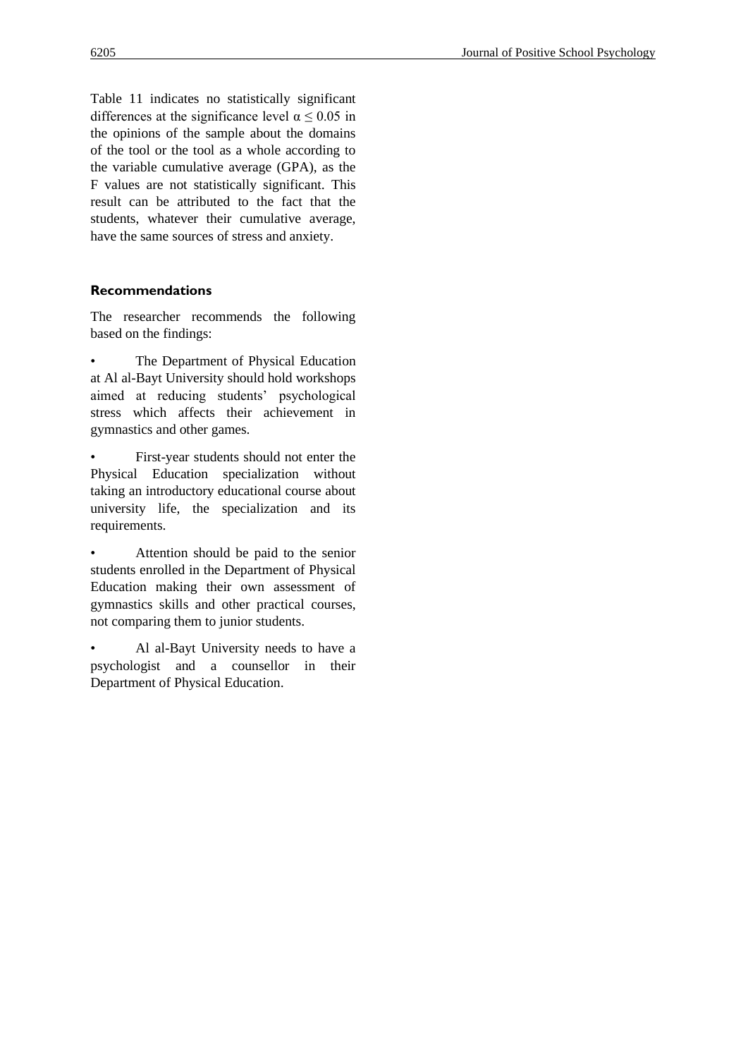Table 11 indicates no statistically significant differences at the significance level $\alpha \leq 0.05$ in the opinions of the sample about the domains of the tool or the tool as a whole according to the variable cumulative average (GPA), as the F values are not statistically significant. This result can be attributed to the fact that the students, whatever their cumulative average, have the same sources of stress and anxiety.

## Recommendations

The researcher recommends the following based on the findings:

- The Department of Physical Education at Al al-Bayt University should hold workshops aimed at reducing students' psychological stress which affects their achievement in gymnastics and other games.
- First-year students should not enter the Physical Education specialization without taking an introductory educational course about university life, the specialization and its requirements.
- Attention should be paid to the senior students enrolled in the Department of Physical Education making their own assessment of gymnastics skills and other practical courses, not comparing them to junior students.
- Al al-Bayt University needs to have a psychologist and a counsellor in their Department of Physical Education.